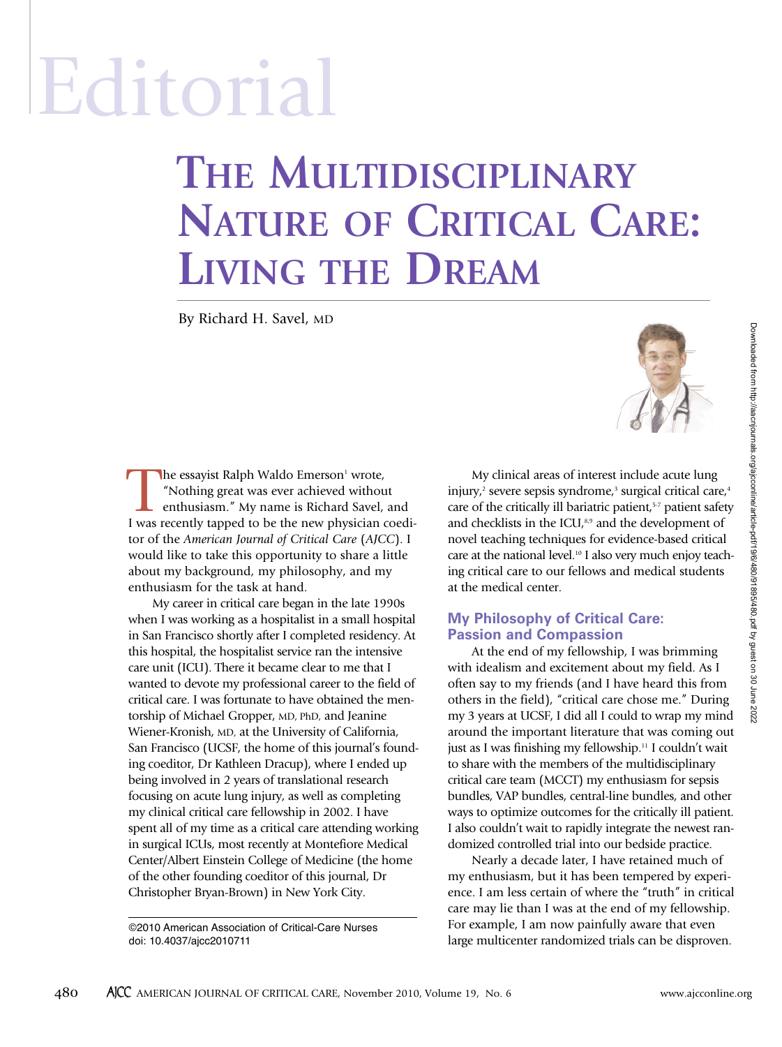# Editorial

## The Multidisciplinary Nature of Critical Care: Living the Dream

By Richard H. Savel, MD

The essayist Ralph Waldo Emerson[1] wrote, "Nothing great was ever achieved without enthusiasm." My name is Richard Savel, and I was recently tapped to be the new physician coeditor of the *American Journal of Critical Care* (*AJCC*). I would like to take this opportunity to share a little about my background, my philosophy, and my enthusiasm for the task at hand.

My career in critical care began in the late 1990s when I was working as a hospitalist in a small hospital in San Francisco shortly after I completed residency. At this hospital, the hospitalist service ran the intensive care unit (ICU). There it became clear to me that I wanted to devote my professional career to the field of critical care. I was fortunate to have obtained the mentorship of Michael Gropper, MD, PhD, and Jeanine Wiener-Kronish, MD, at the University of California, San Francisco (UCSF, the home of this journal's founding coeditor, Dr Kathleen Dracup), where I ended up being involved in 2 years of translational research focusing on acute lung injury, as well as completing my clinical critical care fellowship in 2002. I have spent all of my time as a critical care attending working in surgical ICUs, most recently at Montefiore Medical Center/Albert Einstein College of Medicine (the home of the other founding coeditor of this journal, Dr Christopher Bryan-Brown) in New York City.

My clinical areas of interest include acute lung injury,[2] severe sepsis syndrome,[3] surgical critical care,[4] care of the critically ill bariatric patient,[5-7] patient safety and checklists in the ICU,[8,9] and the development of novel teaching techniques for evidence-based critical care at the national level.[10] I also very much enjoy teaching critical care to our fellows and medical students at the medical center.

### My Philosophy of Critical Care: Passion and Compassion

At the end of my fellowship, I was brimming with idealism and excitement about my field. As I often say to my friends (and I have heard this from others in the field), "critical care chose me." During my 3 years at UCSF, I did all I could to wrap my mind around the important literature that was coming out just as I was finishing my fellowship.[11] I couldn't wait to share with the members of the multidisciplinary critical care team (MCCT) my enthusiasm for sepsis bundles, VAP bundles, central-line bundles, and other ways to optimize outcomes for the critically ill patient. I also couldn't wait to rapidly integrate the newest randomized controlled trial into our bedside practice.

Nearly a decade later, I have retained much of my enthusiasm, but it has been tempered by experience. I am less certain of where the "truth" in critical care may lie than I was at the end of my fellowship. For example, I am now painfully aware that even large multicenter randomized trials can be disproven.

©2010 American Association of Critical-Care Nurses
doi: 10.4037/ajcc2010711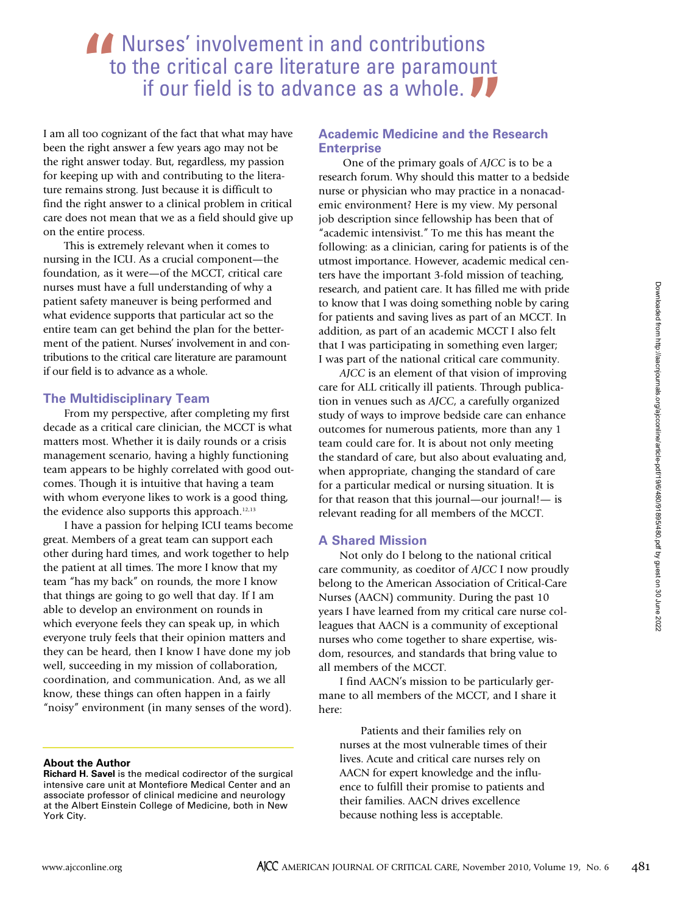> "Nurses' involvement in and contributions to the critical care literature are paramount if our field is to advance as a whole."

I am all too cognizant of the fact that what may have been the right answer a few years ago may not be the right answer today. But, regardless, my passion for keeping up with and contributing to the literature remains strong. Just because it is difficult to find the right answer to a clinical problem in critical care does not mean that we as a field should give up on the entire process.

This is extremely relevant when it comes to nursing in the ICU. As a crucial component—the foundation, as it were—of the MCCT, critical care nurses must have a full understanding of why a patient safety maneuver is being performed and what evidence supports that particular act so the entire team can get behind the plan for the betterment of the patient. Nurses' involvement in and contributions to the critical care literature are paramount if our field is to advance as a whole.

## The Multidisciplinary Team

From my perspective, after completing my first decade as a critical care clinician, the MCCT is what matters most. Whether it is daily rounds or a crisis management scenario, having a highly functioning team appears to be highly correlated with good outcomes. Though it is intuitive that having a team with whom everyone likes to work is a good thing, the evidence also supports this approach.[12,13]

I have a passion for helping ICU teams become great. Members of a great team can support each other during hard times, and work together to help the patient at all times. The more I know that my team "has my back" on rounds, the more I know that things are going to go well that day. If I am able to develop an environment on rounds in which everyone feels they can speak up, in which everyone truly feels that their opinion matters and they can be heard, then I know I have done my job well, succeeding in my mission of collaboration, coordination, and communication. And, as we all know, these things can often happen in a fairly "noisy" environment (in many senses of the word).

## Academic Medicine and the Research Enterprise

One of the primary goals of *AJCC* is to be a research forum. Why should this matter to a bedside nurse or physician who may practice in a nonacademic environment? Here is my view. My personal job description since fellowship has been that of "academic intensivist." To me this has meant the following: as a clinician, caring for patients is of the utmost importance. However, academic medical centers have the important 3-fold mission of teaching, research, and patient care. It has filled me with pride to know that I was doing something noble by caring for patients and saving lives as part of an MCCT. In addition, as part of an academic MCCT I also felt that I was participating in something even larger; I was part of the national critical care community.

*AJCC* is an element of that vision of improving care for ALL critically ill patients. Through publication in venues such as *AJCC*, a carefully organized study of ways to improve bedside care can enhance outcomes for numerous patients, more than any 1 team could care for. It is about not only meeting the standard of care, but also about evaluating and, when appropriate, changing the standard of care for a particular medical or nursing situation. It is for that reason that this journal—our journal!— is relevant reading for all members of the MCCT.

## A Shared Mission

Not only do I belong to the national critical care community, as coeditor of *AJCC* I now proudly belong to the American Association of Critical-Care Nurses (AACN) community. During the past 10 years I have learned from my critical care nurse colleagues that AACN is a community of exceptional nurses who come together to share expertise, wisdom, resources, and standards that bring value to all members of the MCCT.

I find AACN's mission to be particularly germane to all members of the MCCT, and I share it here:

> Patients and their families rely on nurses at the most vulnerable times of their lives. Acute and critical care nurses rely on AACN for expert knowledge and the influence to fulfill their promise to patients and their families. AACN drives excellence because nothing less is acceptable.

---

**About the Author**

**Richard H. Savel** is the medical codirector of the surgical intensive care unit at Montefiore Medical Center and an associate professor of clinical medicine and neurology at the Albert Einstein College of Medicine, both in New York City.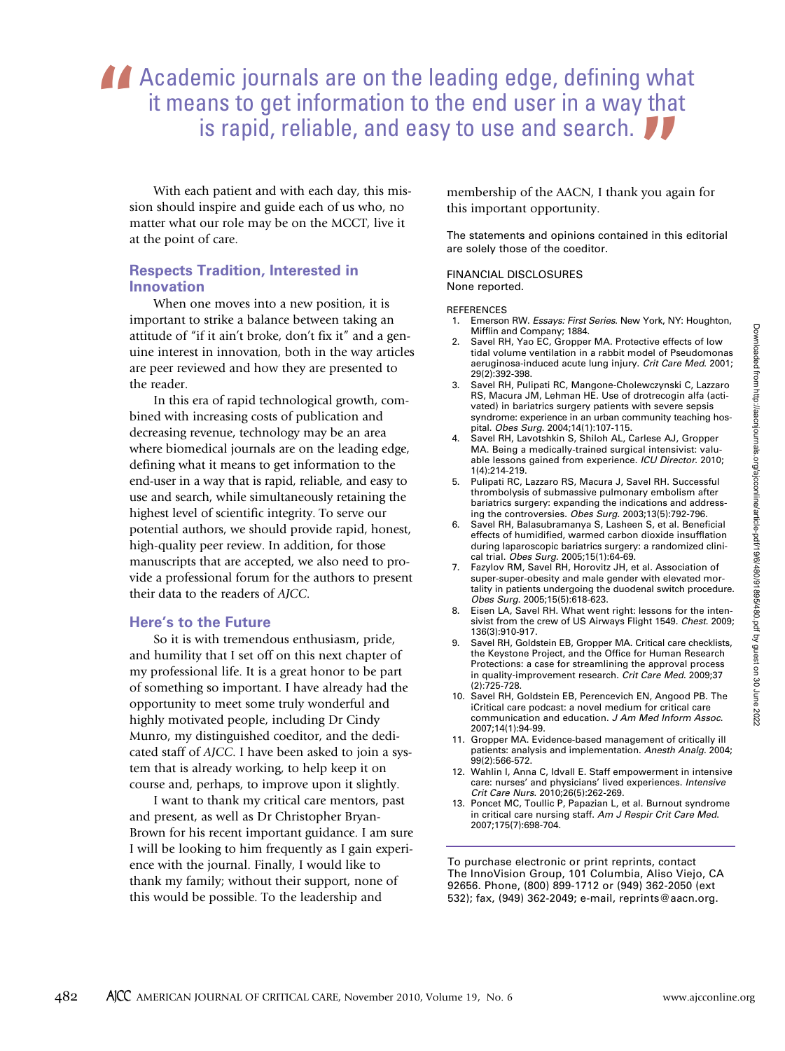> Academic journals are on the leading edge, defining what it means to get information to the end user in a way that is rapid, reliable, and easy to use and search.

With each patient and with each day, this mission should inspire and guide each of us who, no matter what our role may be on the MCCT, live it at the point of care.

## Respects Tradition, Interested in Innovation

When one moves into a new position, it is important to strike a balance between taking an attitude of "if it ain't broke, don't fix it" and a genuine interest in innovation, both in the way articles are peer reviewed and how they are presented to the reader.

In this era of rapid technological growth, combined with increasing costs of publication and decreasing revenue, technology may be an area where biomedical journals are on the leading edge, defining what it means to get information to the end-user in a way that is rapid, reliable, and easy to use and search, while simultaneously retaining the highest level of scientific integrity. To serve our potential authors, we should provide rapid, honest, high-quality peer review. In addition, for those manuscripts that are accepted, we also need to provide a professional forum for the authors to present their data to the readers of *AJCC*.

## Here's to the Future

So it is with tremendous enthusiasm, pride, and humility that I set off on this next chapter of my professional life. It is a great honor to be part of something so important. I have already had the opportunity to meet some truly wonderful and highly motivated people, including Dr Cindy Munro, my distinguished coeditor, and the dedicated staff of *AJCC*. I have been asked to join a system that is already working, to help keep it on course and, perhaps, to improve upon it slightly.

I want to thank my critical care mentors, past and present, as well as Dr Christopher Bryan-Brown for his recent important guidance. I am sure I will be looking to him frequently as I gain experience with the journal. Finally, I would like to thank my family; without their support, none of this would be possible. To the leadership and membership of the AACN, I thank you again for this important opportunity.

The statements and opinions contained in this editorial are solely those of the coeditor.

FINANCIAL DISCLOSURES
None reported.

REFERENCES

1. Emerson RW. *Essays: First Series*. New York, NY: Houghton, Mifflin and Company; 1884.
2. Savel RH, Yao EC, Gropper MA. Protective effects of low tidal volume ventilation in a rabbit model of Pseudomonas aeruginosa-induced acute lung injury. *Crit Care Med*. 2001;29(2):392-398.
3. Savel RH, Pulipati RC, Mangone-Cholewczynski C, Lazzaro RS, Macura JM, Lehman HE. Use of drotrecogin alfa (activated) in bariatrics surgery patients with severe sepsis syndrome: experience in an urban community teaching hospital. *Obes Surg*. 2004;14(1):107-115.
4. Savel RH, Lavotshkin S, Shiloh AL, Carlese AJ, Gropper MA. Being a medically-trained surgical intensivist: valuable lessons gained from experience. *ICU Director*. 2010;1(4):214-219.
5. Pulipati RC, Lazzaro RS, Macura J, Savel RH. Successful thrombolysis of submassive pulmonary embolism after bariatrics surgery: expanding the indications and addressing the controversies. *Obes Surg*. 2003;13(5):792-796.
6. Savel RH, Balasubramanya S, Lasheen S, et al. Beneficial effects of humidified, warmed carbon dioxide insufflation during laparoscopic bariatrics surgery: a randomized clinical trial. *Obes Surg*. 2005;15(1):64-69.
7. Fazylov RM, Savel RH, Horovitz JH, et al. Association of super-super-obesity and male gender with elevated mortality in patients undergoing the duodenal switch procedure. *Obes Surg*. 2005;15(5):618-623.
8. Eisen LA, Savel RH. What went right: lessons for the intensivist from the crew of US Airways Flight 1549. *Chest*. 2009;136(3):910-917.
9. Savel RH, Goldstein EB, Gropper MA. Critical care checklists, the Keystone Project, and the Office for Human Research Protections: a case for streamlining the approval process in quality-improvement research. *Crit Care Med*. 2009;37(2):725-728.
10. Savel RH, Goldstein EB, Perencevich EN, Angood PB. The iCritical care podcast: a novel medium for critical care communication and education. *J Am Med Inform Assoc*. 2007;14(1):94-99.
11. Gropper MA. Evidence-based management of critically ill patients: analysis and implementation. *Anesth Analg*. 2004;99(2):566-572.
12. Wahlin I, Anna C, Idvall E. Staff empowerment in intensive care: nurses' and physicians' lived experiences. *Intensive Crit Care Nurs*. 2010;26(5):262-269.
13. Poncet MC, Toullic P, Papazian L, et al. Burnout syndrome in critical care nursing staff. *Am J Respir Crit Care Med*. 2007;175(7):698-704.

To purchase electronic or print reprints, contact The InnoVision Group, 101 Columbia, Aliso Viejo, CA 92656. Phone, (800) 899-1712 or (949) 362-2050 (ext 532); fax, (949) 362-2049; e-mail, reprints@aacn.org.